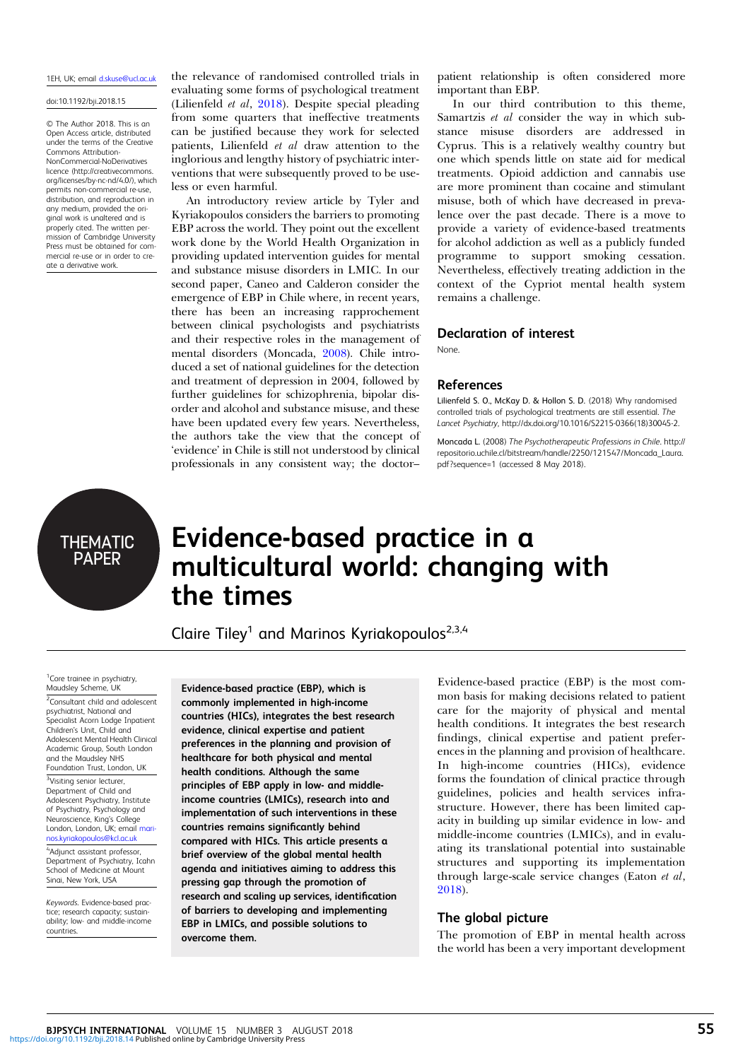1EH, UK; email d.skuse@ucl.ac.uk

doi:10.1192/bji.2018.15

© The Author 2018. This is an Open Access article, distributed under the terms of the Creative Commons Attribution-NonCommercial-NoDerivatives licence (http://creativecommons.org/licenses/by-nc-nd/4.0/), which permits non-commercial re-use, distribution, and reproduction in any medium, provided the original work is unaltered and is properly cited. The written permission of Cambridge University Press must be obtained for commercial re-use or in order to create a derivative work.

the relevance of randomised controlled trials in evaluating some forms of psychological treatment (Lilienfeld *et al*, 2018). Despite special pleading from some quarters that ineffective treatments can be justified because they work for selected patients, Lilienfeld *et al* draw attention to the inglorious and lengthy history of psychiatric interventions that were subsequently proved to be useless or even harmful.

An introductory review article by Tyler and Kyriakopoulos considers the barriers to promoting EBP across the world. They point out the excellent work done by the World Health Organization in providing updated intervention guides for mental and substance misuse disorders in LMIC. In our second paper, Caneo and Calderon consider the emergence of EBP in Chile where, in recent years, there has been an increasing rapprochement between clinical psychologists and psychiatrists and their respective roles in the management of mental disorders (Moncada, 2008). Chile introduced a set of national guidelines for the detection and treatment of depression in 2004, followed by further guidelines for schizophrenia, bipolar disorder and alcohol and substance misuse, and these have been updated every few years. Nevertheless, the authors take the view that the concept of 'evidence' in Chile is still not understood by clinical professionals in any consistent way; the doctor–patient relationship is often considered more important than EBP.

In our third contribution to this theme, Samartzis *et al* consider the way in which substance misuse disorders are addressed in Cyprus. This is a relatively wealthy country but one which spends little on state aid for medical treatments. Opioid addiction and cannabis use are more prominent than cocaine and stimulant misuse, both of which have decreased in prevalence over the past decade. There is a move to provide a variety of evidence-based treatments for alcohol addiction as well as a publicly funded programme to support smoking cessation. Nevertheless, effectively treating addiction in the context of the Cypriot mental health system remains a challenge.

## Declaration of interest

None.

## References

**Lilienfeld S. O., McKay D. & Hollon S. D.** (2018) Why randomised controlled trials of psychological treatments are still essential. *The Lancet Psychiatry*, http://dx.doi.org/10.1016/S2215-0366(18)30045-2.

**Moncada L.** (2008) *The Psychotherapeutic Professions in Chile*. http://repositorio.uchile.cl/bitstream/handle/2250/121547/Moncada_Laura.pdf?sequence=1 (accessed 8 May 2018).

THEMATIC PAPER

# Evidence-based practice in a multicultural world: changing with the times

Claire Tiley[1] and Marinos Kyriakopoulos[2,3,4]

[1]Core trainee in psychiatry, Maudsley Scheme, UK

[2]Consultant child and adolescent psychiatrist, National and Specialist Acorn Lodge Inpatient Children's Unit, Child and Adolescent Mental Health Clinical Academic Group, South London and the Maudsley NHS Foundation Trust, London, UK

[3]Visiting senior lecturer, Department of Child and Adolescent Psychiatry, Institute of Psychiatry, Psychology and Neuroscience, King's College London, London, UK; email marinos.kyriakopoulos@kcl.ac.uk

[4]Adjunct assistant professor, Department of Psychiatry, Icahn School of Medicine at Mount Sinai, New York, USA

*Keywords.* Evidence-based practice; research capacity; sustainability; low- and middle-income countries.

**Evidence-based practice (EBP), which is commonly implemented in high-income countries (HICs), integrates the best research evidence, clinical expertise and patient preferences in the planning and provision of healthcare for both physical and mental health conditions. Although the same principles of EBP apply in low- and middle-income countries (LMICs), research into and implementation of such interventions in these countries remains significantly behind compared with HICs. This article presents a brief overview of the global mental health agenda and initiatives aiming to address this pressing gap through the promotion of research and scaling up services, identification of barriers to developing and implementing EBP in LMICs, and possible solutions to overcome them.**

Evidence-based practice (EBP) is the most common basis for making decisions related to patient care for the majority of physical and mental health conditions. It integrates the best research findings, clinical expertise and patient preferences in the planning and provision of healthcare. In high-income countries (HICs), evidence forms the foundation of clinical practice through guidelines, policies and health services infrastructure. However, there has been limited capacity in building up similar evidence in low- and middle-income countries (LMICs), and in evaluating its translational potential into sustainable structures and supporting its implementation through large-scale service changes (Eaton *et al*, 2018).

## The global picture

The promotion of EBP in mental health across the world has been a very important development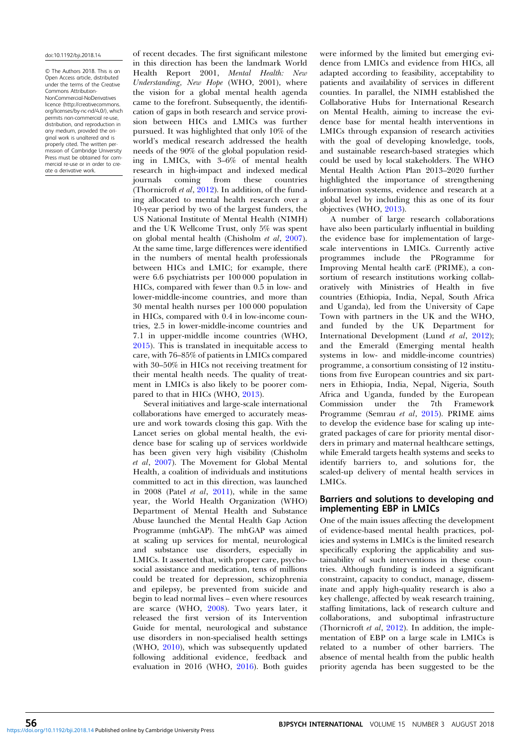doi:10.1192/bji.2018.14

© The Authors 2018. This is an Open Access article, distributed under the terms of the Creative Commons Attribution-NonCommercial-NoDerivatives licence (http://creativecommons.org/licenses/by-nc-nd/4.0/), which permits non-commercial re-use, distribution, and reproduction in any medium, provided the original work is unaltered and is properly cited. The written permission of Cambridge University Press must be obtained for commercial re-use or in order to create a derivative work.

of recent decades. The first significant milestone in this direction has been the landmark World Health Report 2001, *Mental Health: New Understanding, New Hope* (WHO, 2001), where the vision for a global mental health agenda came to the forefront. Subsequently, the identification of gaps in both research and service provision between HICs and LMICs was further pursued. It was highlighted that only 10% of the world's medical research addressed the health needs of the 90% of the global population residing in LMICs, with 3–6% of mental health research in high-impact and indexed medical journals coming from these countries (Thornicroft *et al*, 2012). In addition, of the funding allocated to mental health research over a 10-year period by two of the largest funders, the US National Institute of Mental Health (NIMH) and the UK Wellcome Trust, only 5% was spent on global mental health (Chisholm *et al*, 2007). At the same time, large differences were identified in the numbers of mental health professionals between HICs and LMIC; for example, there were 6.6 psychiatrists per 100 000 population in HICs, compared with fewer than 0.5 in low- and lower-middle-income countries, and more than 30 mental health nurses per 100 000 population in HICs, compared with 0.4 in low-income countries, 2.5 in lower-middle-income countries and 7.1 in upper-middle income countries (WHO, 2015). This is translated in inequitable access to care, with 76–85% of patients in LMICs compared with 30–50% in HICs not receiving treatment for their mental health needs. The quality of treatment in LMICs is also likely to be poorer compared to that in HICs (WHO, 2013).

Several initiatives and large-scale international collaborations have emerged to accurately measure and work towards closing this gap. With the Lancet series on global mental health, the evidence base for scaling up of services worldwide has been given very high visibility (Chisholm *et al*, 2007). The Movement for Global Mental Health, a coalition of individuals and institutions committed to act in this direction, was launched in 2008 (Patel *et al*, 2011), while in the same year, the World Health Organization (WHO) Department of Mental Health and Substance Abuse launched the Mental Health Gap Action Programme (mhGAP). The mhGAP was aimed at scaling up services for mental, neurological and substance use disorders, especially in LMICs. It asserted that, with proper care, psychosocial assistance and medication, tens of millions could be treated for depression, schizophrenia and epilepsy, be prevented from suicide and begin to lead normal lives – even where resources are scarce (WHO, 2008). Two years later, it released the first version of its Intervention Guide for mental, neurological and substance use disorders in non-specialised health settings (WHO, 2010), which was subsequently updated following additional evidence, feedback and evaluation in 2016 (WHO, 2016). Both guides were informed by the limited but emerging evidence from LMICs and evidence from HICs, all adapted according to feasibility, acceptability to patients and availability of services in different counties. In parallel, the NIMH established the Collaborative Hubs for International Research on Mental Health, aiming to increase the evidence base for mental health interventions in LMICs through expansion of research activities with the goal of developing knowledge, tools, and sustainable research-based strategies which could be used by local stakeholders. The WHO Mental Health Action Plan 2013–2020 further highlighted the importance of strengthening information systems, evidence and research at a global level by including this as one of its four objectives (WHO, 2013).

A number of large research collaborations have also been particularly influential in building the evidence base for implementation of large-scale interventions in LMICs. Currently active programmes include the PRogramme for Improving Mental health carE (PRIME), a consortium of research institutions working collaboratively with Ministries of Health in five countries (Ethiopia, India, Nepal, South Africa and Uganda), led from the University of Cape Town with partners in the UK and the WHO, and funded by the UK Department for International Development (Lund *et al*, 2012); and the Emerald (Emerging mental health systems in low- and middle-income countries) programme, a consortium consisting of 12 institutions from five European countries and six partners in Ethiopia, India, Nepal, Nigeria, South Africa and Uganda, funded by the European Commission under the 7th Framework Programme (Semrau *et al*, 2015). PRIME aims to develop the evidence base for scaling up integrated packages of care for priority mental disorders in primary and maternal healthcare settings, while Emerald targets health systems and seeks to identify barriers to, and solutions for, the scaled-up delivery of mental health services in LMICs.

## Barriers and solutions to developing and implementing EBP in LMICs

One of the main issues affecting the development of evidence-based mental health practices, policies and systems in LMICs is the limited research specifically exploring the applicability and sustainability of such interventions in these countries. Although funding is indeed a significant constraint, capacity to conduct, manage, disseminate and apply high-quality research is also a key challenge, affected by weak research training, staffing limitations, lack of research culture and collaborations, and suboptimal infrastructure (Thornicroft *et al*, 2012). In addition, the implementation of EBP on a large scale in LMICs is related to a number of other barriers. The absence of mental health from the public health priority agenda has been suggested to be the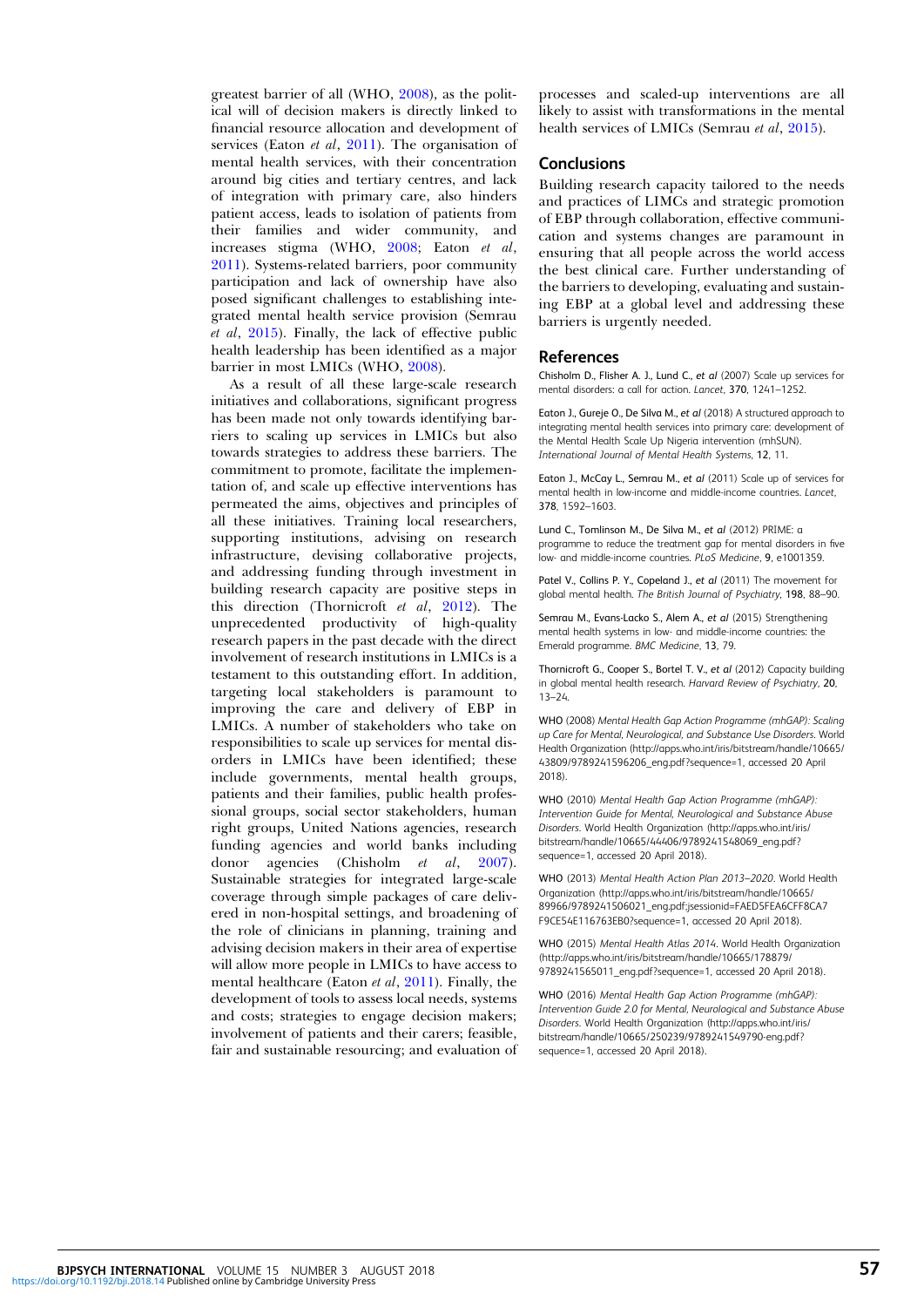greatest barrier of all (WHO, 2008), as the political will of decision makers is directly linked to financial resource allocation and development of services (Eaton *et al*, 2011). The organisation of mental health services, with their concentration around big cities and tertiary centres, and lack of integration with primary care, also hinders patient access, leads to isolation of patients from their families and wider community, and increases stigma (WHO, 2008; Eaton *et al*, 2011). Systems-related barriers, poor community participation and lack of ownership have also posed significant challenges to establishing integrated mental health service provision (Semrau *et al*, 2015). Finally, the lack of effective public health leadership has been identified as a major barrier in most LMICs (WHO, 2008).

As a result of all these large-scale research initiatives and collaborations, significant progress has been made not only towards identifying barriers to scaling up services in LMICs but also towards strategies to address these barriers. The commitment to promote, facilitate the implementation of, and scale up effective interventions has permeated the aims, objectives and principles of all these initiatives. Training local researchers, supporting institutions, advising on research infrastructure, devising collaborative projects, and addressing funding through investment in building research capacity are positive steps in this direction (Thornicroft *et al*, 2012). The unprecedented productivity of high-quality research papers in the past decade with the direct involvement of research institutions in LMICs is a testament to this outstanding effort. In addition, targeting local stakeholders is paramount to improving the care and delivery of EBP in LMICs. A number of stakeholders who take on responsibilities to scale up services for mental disorders in LMICs have been identified; these include governments, mental health groups, patients and their families, public health professional groups, social sector stakeholders, human right groups, United Nations agencies, research funding agencies and world banks including donor agencies (Chisholm *et al*, 2007). Sustainable strategies for integrated large-scale coverage through simple packages of care delivered in non-hospital settings, and broadening of the role of clinicians in planning, training and advising decision makers in their area of expertise will allow more people in LMICs to have access to mental healthcare (Eaton *et al*, 2011). Finally, the development of tools to assess local needs, systems and costs; strategies to engage decision makers; involvement of patients and their carers; feasible, fair and sustainable resourcing; and evaluation of processes and scaled-up interventions are all likely to assist with transformations in the mental health services of LMICs (Semrau *et al*, 2015).

## Conclusions

Building research capacity tailored to the needs and practices of LIMCs and strategic promotion of EBP through collaboration, effective communication and systems changes are paramount in ensuring that all people across the world access the best clinical care. Further understanding of the barriers to developing, evaluating and sustaining EBP at a global level and addressing these barriers is urgently needed.

## References

Chisholm D., Flisher A. J., Lund C., *et al* (2007) Scale up services for mental disorders: a call for action. *Lancet*, **370**, 1241–1252.

Eaton J., Gureje O., De Silva M., *et al* (2018) A structured approach to integrating mental health services into primary care: development of the Mental Health Scale Up Nigeria intervention (mhSUN). *International Journal of Mental Health Systems*, **12**, 11.

Eaton J., McCay L., Semrau M., *et al* (2011) Scale up of services for mental health in low-income and middle-income countries. *Lancet*, **378**, 1592–1603.

Lund C., Tomlinson M., De Silva M., *et al* (2012) PRIME: a programme to reduce the treatment gap for mental disorders in five low- and middle-income countries. *PLoS Medicine*, **9**, e1001359.

Patel V., Collins P. Y., Copeland J., *et al* (2011) The movement for global mental health. *The British Journal of Psychiatry*, **198**, 88–90.

Semrau M., Evans-Lacko S., Alem A., *et al* (2015) Strengthening mental health systems in low- and middle-income countries: the Emerald programme. *BMC Medicine*, **13**, 79.

Thornicroft G., Cooper S., Bortel T. V., *et al* (2012) Capacity building in global mental health research. *Harvard Review of Psychiatry*, **20**, 13–24.

WHO (2008) *Mental Health Gap Action Programme (mhGAP): Scaling up Care for Mental, Neurological, and Substance Use Disorders*. World Health Organization (http://apps.who.int/iris/bitstream/handle/10665/43809/9789241596206_eng.pdf?sequence=1, accessed 20 April 2018).

WHO (2010) *Mental Health Gap Action Programme (mhGAP): Intervention Guide for Mental, Neurological and Substance Abuse Disorders*. World Health Organization (http://apps.who.int/iris/bitstream/handle/10665/44406/9789241548069_eng.pdf?sequence=1, accessed 20 April 2018).

WHO (2013) *Mental Health Action Plan 2013–2020*. World Health Organization (http://apps.who.int/iris/bitstream/handle/10665/89966/9789241506021_eng.pdf;jsessionid=FAED5FEA6CFF8CA7F9CE54E116763EB0?sequence=1, accessed 20 April 2018).

WHO (2015) *Mental Health Atlas 2014*. World Health Organization (http://apps.who.int/iris/bitstream/handle/10665/178879/9789241565011_eng.pdf?sequence=1, accessed 20 April 2018).

WHO (2016) *Mental Health Gap Action Programme (mhGAP): Intervention Guide 2.0 for Mental, Neurological and Substance Abuse Disorders*. World Health Organization (http://apps.who.int/iris/bitstream/handle/10665/250239/9789241549790-eng.pdf?sequence=1, accessed 20 April 2018).